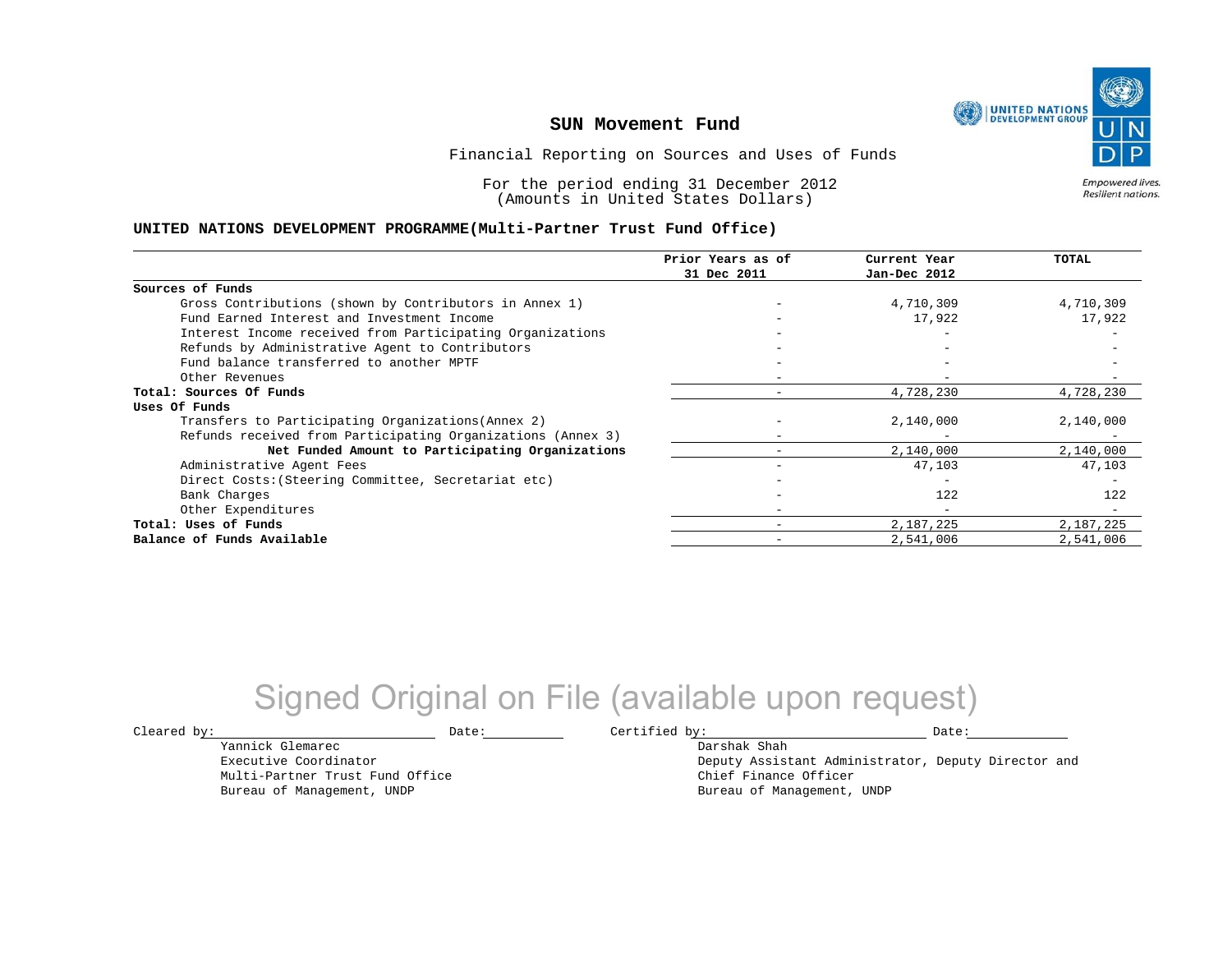# SUN Movement Fund

Financial Reporting on Sources and Uses of Funds

For the period ending 31 December 2012
(Amounts in United States Dollars)

UNITED NATIONS DEVELOPMENT GROUP

UNDP

*Empowered lives. Resilient nations.*

## UNITED NATIONS DEVELOPMENT PROGRAMME(Multi-Partner Trust Fund Office)

| | Prior Years as of 31 Dec 2011 | Current Year Jan-Dec 2012 | TOTAL |
|---|---|---|---|
| **Sources of Funds** | | | |
| Gross Contributions (shown by Contributors in Annex 1) | - | 4,710,309 | 4,710,309 |
| Fund Earned Interest and Investment Income | - | 17,922 | 17,922 |
| Interest Income received from Participating Organizations | - | - | - |
| Refunds by Administrative Agent to Contributors | - | - | - |
| Fund balance transferred to another MPTF | - | - | - |
| Other Revenues | - | - | - |
| **Total: Sources Of Funds** | - | 4,728,230 | 4,728,230 |
| **Uses Of Funds** | | | |
| Transfers to Participating Organizations(Annex 2) | - | 2,140,000 | 2,140,000 |
| Refunds received from Participating Organizations (Annex 3) | - | - | - |
| **Net Funded Amount to Participating Organizations** | - | 2,140,000 | 2,140,000 |
| Administrative Agent Fees | - | 47,103 | 47,103 |
| Direct Costs:(Steering Committee, Secretariat etc) | - | - | - |
| Bank Charges | - | 122 | 122 |
| Other Expenditures | - | - | - |
| **Total: Uses of Funds** | - | 2,187,225 | 2,187,225 |
| **Balance of Funds Available** | - | 2,541,006 | 2,541,006 |

Signed Original on File (available upon request)

Cleared by: \_\_\_\_\_\_\_\_\_\_\_\_\_\_\_\_\_\_\_\_ Date: \_\_\_\_\_\_\_\_

Yannick Glemarec
Executive Coordinator
Multi-Partner Trust Fund Office
Bureau of Management, UNDP

Certified by: \_\_\_\_\_\_\_\_\_\_\_\_\_\_\_\_\_\_\_\_ Date: \_\_\_\_\_\_\_\_

Darshak Shah
Deputy Assistant Administrator, Deputy Director and
Chief Finance Officer
Bureau of Management, UNDP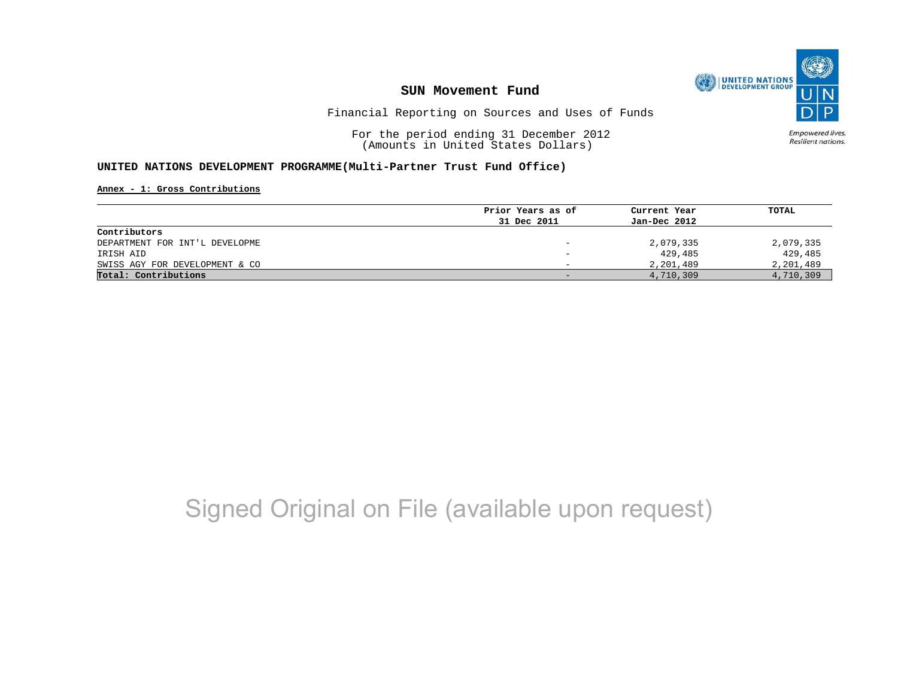## SUN Movement Fund

Financial Reporting on Sources and Uses of Funds

For the period ending 31 December 2012
(Amounts in United States Dollars)

**UNITED NATIONS DEVELOPMENT PROGRAMME(Multi-Partner Trust Fund Office)**

**Annex - 1: Gross Contributions**

| | Prior Years as of 31 Dec 2011 | Current Year Jan-Dec 2012 | TOTAL |
|---|---|---|---|
| **Contributors** | | | |
| DEPARTMENT FOR INT'L DEVELOPME | - | 2,079,335 | 2,079,335 |
| IRISH AID | - | 429,485 | 429,485 |
| SWISS AGY FOR DEVELOPMENT & CO | - | 2,201,489 | 2,201,489 |
| **Total: Contributions** | - | 4,710,309 | 4,710,309 |

Signed Original on File (available upon request)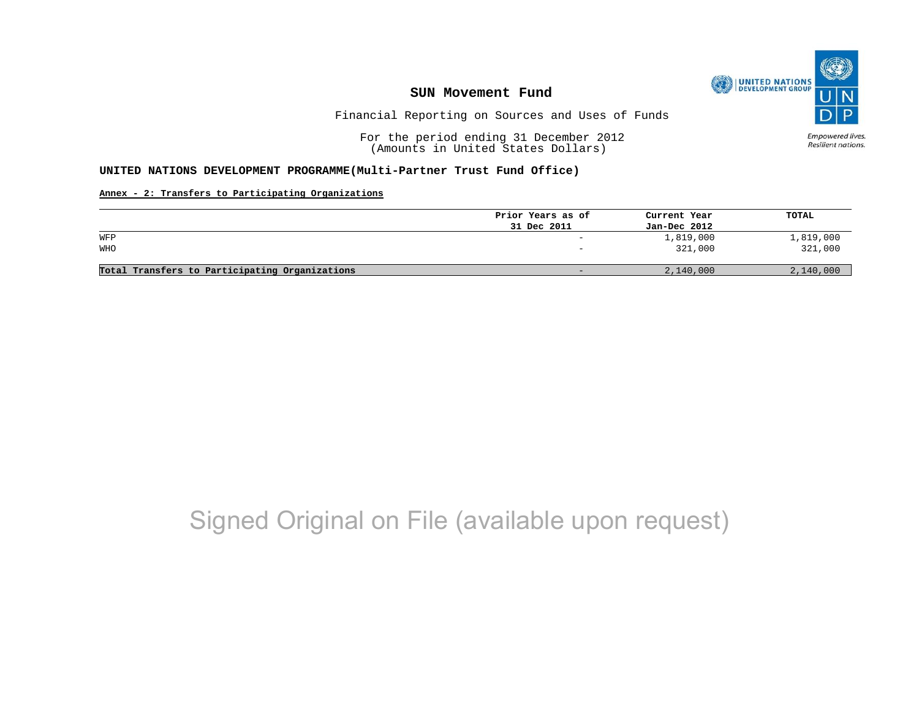# SUN Movement Fund

Financial Reporting on Sources and Uses of Funds

For the period ending 31 December 2012
(Amounts in United States Dollars)

**UNITED NATIONS DEVELOPMENT PROGRAMME(Multi-Partner Trust Fund Office)**

**Annex - 2: Transfers to Participating Organizations**

| | Prior Years as of 31 Dec 2011 | Current Year Jan-Dec 2012 | TOTAL |
|---|---|---|---|
| WFP | - | 1,819,000 | 1,819,000 |
| WHO | - | 321,000 | 321,000 |
| **Total Transfers to Participating Organizations** | - | 2,140,000 | 2,140,000 |

Signed Original on File (available upon request)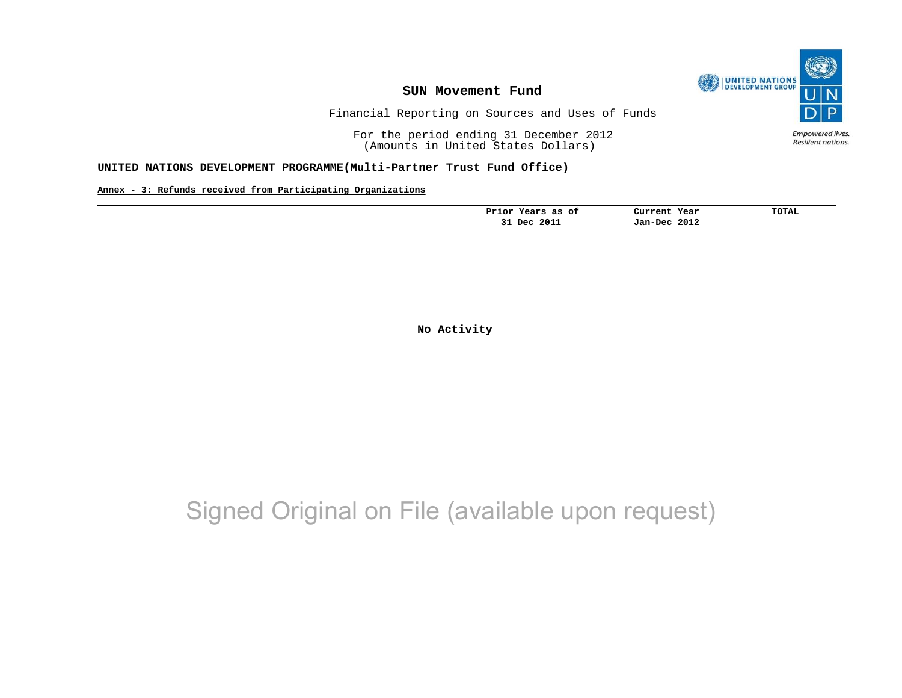# SUN Movement Fund

Financial Reporting on Sources and Uses of Funds

For the period ending 31 December 2012
(Amounts in United States Dollars)

**UNITED NATIONS DEVELOPMENT PROGRAMME(Multi-Partner Trust Fund Office)**

**Annex - 3: Refunds received from Participating Organizations**

| | Prior Years as of 31 Dec 2011 | Current Year Jan-Dec 2012 | TOTAL |
|---|---|---|---|

**No Activity**

Signed Original on File (available upon request)